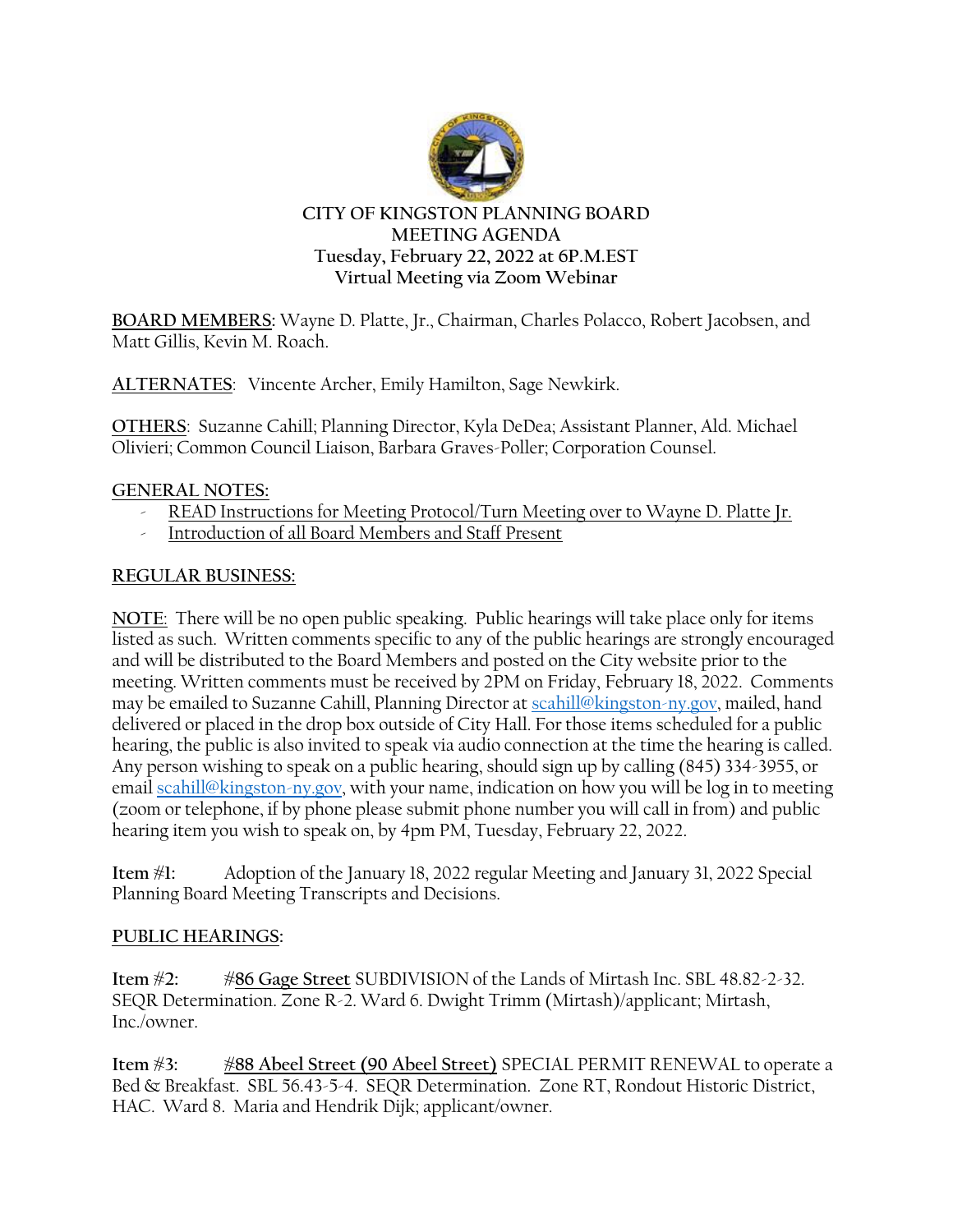**CITY OF KINGSTON PLANNING BOARD**
**MEETING AGENDA**
**Tuesday, February 22, 2022 at 6P.M.EST**
**Virtual Meeting via Zoom Webinar**

**BOARD MEMBERS:** Wayne D. Platte, Jr., Chairman, Charles Polacco, Robert Jacobsen, and Matt Gillis, Kevin M. Roach.

**ALTERNATES**: Vincente Archer, Emily Hamilton, Sage Newkirk.

**OTHERS**: Suzanne Cahill; Planning Director, Kyla DeDea; Assistant Planner, Ald. Michael Olivieri; Common Council Liaison, Barbara Graves-Poller; Corporation Counsel.

**GENERAL NOTES:**

- READ Instructions for Meeting Protocol/Turn Meeting over to Wayne D. Platte Jr.
- Introduction of all Board Members and Staff Present

**REGULAR BUSINESS:**

NOTE: There will be no open public speaking. Public hearings will take place only for items listed as such. Written comments specific to any of the public hearings are strongly encouraged and will be distributed to the Board Members and posted on the City website prior to the meeting. Written comments must be received by 2PM on Friday, February 18, 2022. Comments may be emailed to Suzanne Cahill, Planning Director at scahill@kingston-ny.gov, mailed, hand delivered or placed in the drop box outside of City Hall. For those items scheduled for a public hearing, the public is also invited to speak via audio connection at the time the hearing is called. Any person wishing to speak on a public hearing, should sign up by calling (845) 334-3955, or email scahill@kingston-ny.gov, with your name, indication on how you will be log in to meeting (zoom or telephone, if by phone please submit phone number you will call in from) and public hearing item you wish to speak on, by 4pm PM, Tuesday, February 22, 2022.

**Item #1:** Adoption of the January 18, 2022 regular Meeting and January 31, 2022 Special Planning Board Meeting Transcripts and Decisions.

**PUBLIC HEARINGS:**

**Item #2:** #**86 Gage Street** SUBDIVISION of the Lands of Mirtash Inc. SBL 48.82-2-32. SEQR Determination. Zone R-2. Ward 6. Dwight Trimm (Mirtash)/applicant; Mirtash, Inc./owner.

**Item #3:** **#88 Abeel Street (90 Abeel Street)** SPECIAL PERMIT RENEWAL to operate a Bed & Breakfast. SBL 56.43-5-4. SEQR Determination. Zone RT, Rondout Historic District, HAC. Ward 8. Maria and Hendrik Dijk; applicant/owner.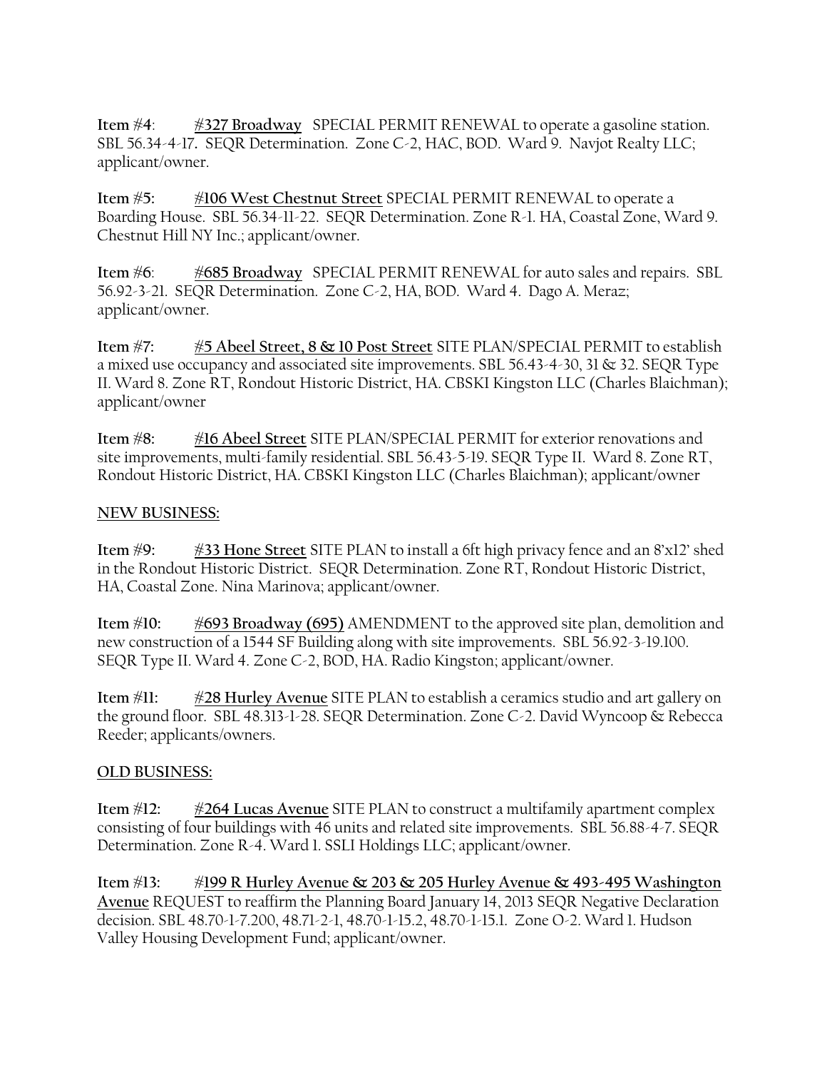**Item #4**: **#327 Broadway** SPECIAL PERMIT RENEWAL to operate a gasoline station. SBL 56.34-4-17. SEQR Determination. Zone C-2, HAC, BOD. Ward 9. Navjot Realty LLC; applicant/owner.

**Item #5:** **#106 West Chestnut Street** SPECIAL PERMIT RENEWAL to operate a Boarding House. SBL 56.34-11-22. SEQR Determination. Zone R-1. HA, Coastal Zone, Ward 9. Chestnut Hill NY Inc.; applicant/owner.

**Item #6**: **#685 Broadway** SPECIAL PERMIT RENEWAL for auto sales and repairs. SBL 56.92-3-21. SEQR Determination. Zone C-2, HA, BOD. Ward 4. Dago A. Meraz; applicant/owner.

**Item #7:** #5 Abeel Street, 8 & 10 Post Street SITE PLAN/SPECIAL PERMIT to establish a mixed use occupancy and associated site improvements. SBL 56.43-4-30, 31 & 32. SEQR Type II. Ward 8. Zone RT, Rondout Historic District, HA. CBSKI Kingston LLC (Charles Blaichman); applicant/owner

**Item #8:** #16 Abeel Street SITE PLAN/SPECIAL PERMIT for exterior renovations and site improvements, multi-family residential. SBL 56.43-5-19. SEQR Type II. Ward 8. Zone RT, Rondout Historic District, HA. CBSKI Kingston LLC (Charles Blaichman); applicant/owner

**NEW BUSINESS:**

**Item #9:** #33 Hone Street SITE PLAN to install a 6ft high privacy fence and an 8'x12' shed in the Rondout Historic District. SEQR Determination. Zone RT, Rondout Historic District, HA, Coastal Zone. Nina Marinova; applicant/owner.

**Item #10:** #693 Broadway (695) AMENDMENT to the approved site plan, demolition and new construction of a 1544 SF Building along with site improvements. SBL 56.92-3-19.100. SEQR Type II. Ward 4. Zone C-2, BOD, HA. Radio Kingston; applicant/owner.

**Item #11:** #28 Hurley Avenue SITE PLAN to establish a ceramics studio and art gallery on the ground floor. SBL 48.313-1-28. SEQR Determination. Zone C-2. David Wyncoop & Rebecca Reeder; applicants/owners.

**OLD BUSINESS:**

**Item #12:** #264 Lucas Avenue SITE PLAN to construct a multifamily apartment complex consisting of four buildings with 46 units and related site improvements. SBL 56.88-4-7. SEQR Determination. Zone R-4. Ward 1. SSLI Holdings LLC; applicant/owner.

**Item #13:** **#199 R Hurley Avenue & 203 & 205 Hurley Avenue & 493-495 Washington Avenue** REQUEST to reaffirm the Planning Board January 14, 2013 SEQR Negative Declaration decision. SBL 48.70-1-7.200, 48.71-2-1, 48.70-1-15.2, 48.70-1-15.1. Zone O-2. Ward 1. Hudson Valley Housing Development Fund; applicant/owner.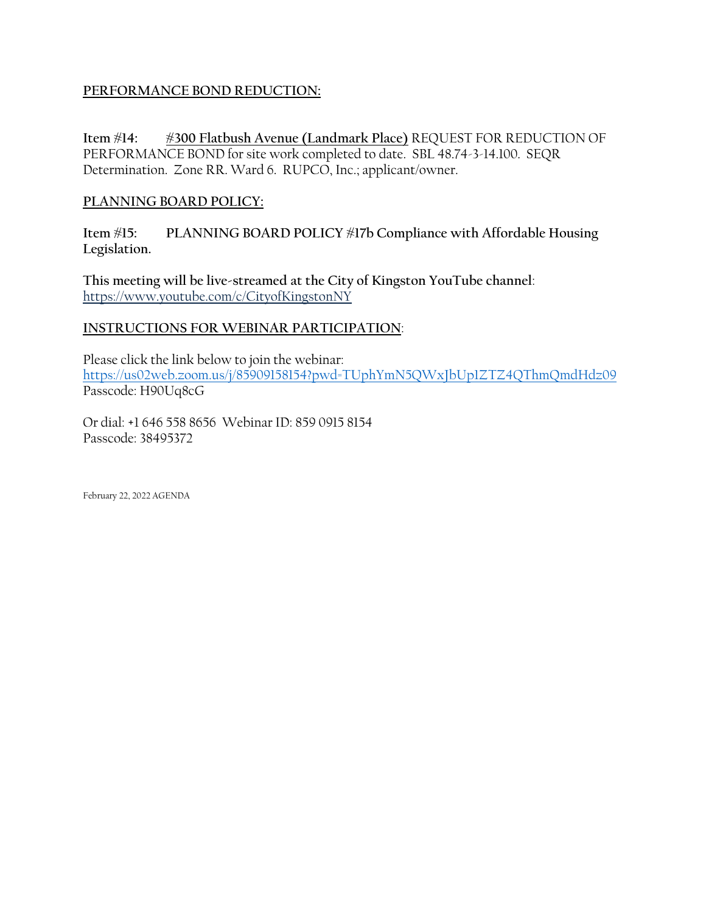**PERFORMANCE BOND REDUCTION:**

**Item #14:** **#300 Flatbush Avenue (Landmark Place)** REQUEST FOR REDUCTION OF PERFORMANCE BOND for site work completed to date. SBL 48.74-3-14.100. SEQR Determination. Zone RR. Ward 6. RUPCO, Inc.; applicant/owner.

**PLANNING BOARD POLICY:**

**Item #15:** **PLANNING BOARD POLICY #17b Compliance with Affordable Housing Legislation.**

**This meeting will be live-streamed at the City of Kingston YouTube channel**: https://www.youtube.com/c/CityofKingstonNY

**INSTRUCTIONS FOR WEBINAR PARTICIPATION**:

Please click the link below to join the webinar:
https://us02web.zoom.us/j/85909158154?pwd=TUphYmN5QWxJbUp1ZTZ4QThmQmdHdz09
Passcode: H90Uq8cG

Or dial: +1 646 558 8656 Webinar ID: 859 0915 8154
Passcode: 38495372

February 22, 2022 AGENDA